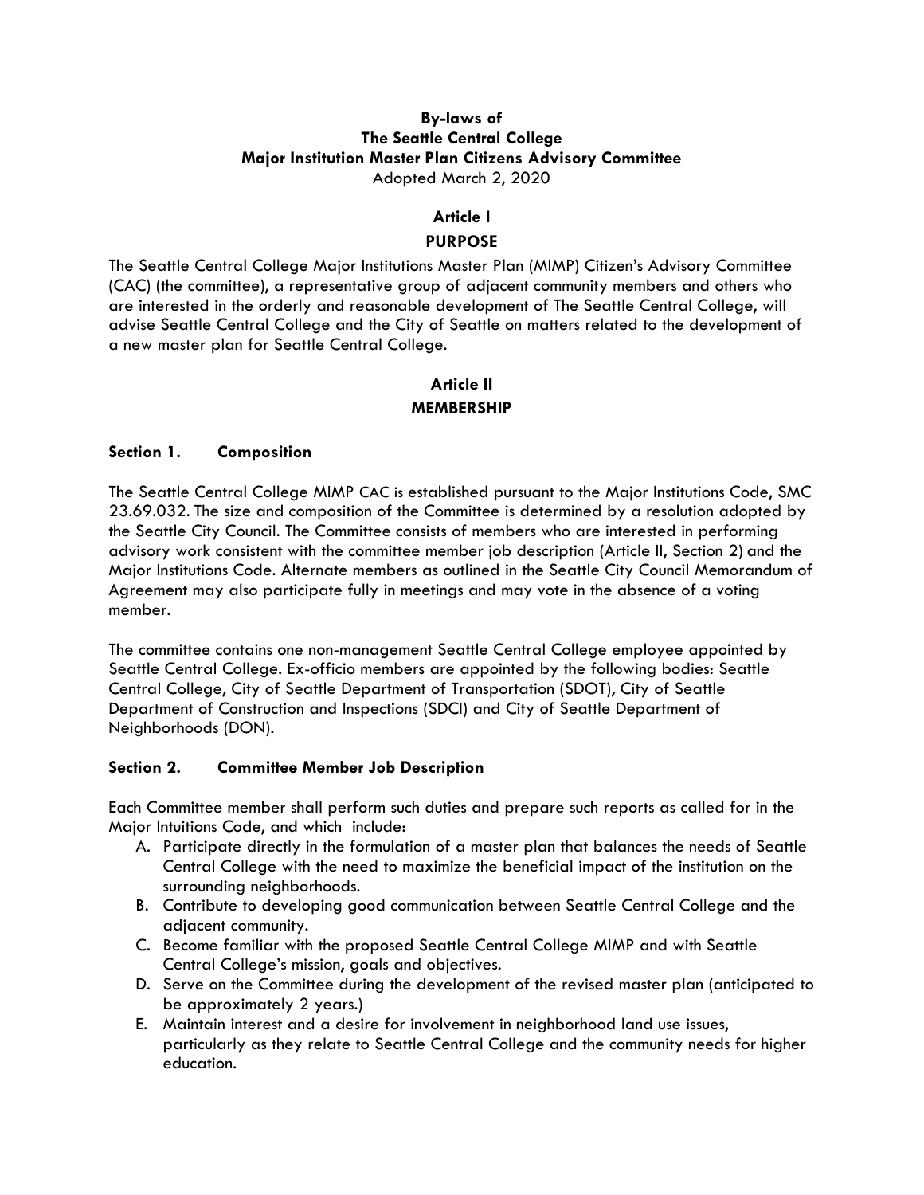**By-laws of**
**The Seattle Central College**
**Major Institution Master Plan Citizens Advisory Committee**
Adopted March 2, 2020

## Article I
## PURPOSE

The Seattle Central College Major Institutions Master Plan (MIMP) Citizen's Advisory Committee (CAC) (the committee), a representative group of adjacent community members and others who are interested in the orderly and reasonable development of The Seattle Central College, will advise Seattle Central College and the City of Seattle on matters related to the development of a new master plan for Seattle Central College.

## Article II
## MEMBERSHIP

### Section 1. Composition

The Seattle Central College MIMP CAC is established pursuant to the Major Institutions Code, SMC 23.69.032. The size and composition of the Committee is determined by a resolution adopted by the Seattle City Council. The Committee consists of members who are interested in performing advisory work consistent with the committee member job description (Article II, Section 2) and the Major Institutions Code. Alternate members as outlined in the Seattle City Council Memorandum of Agreement may also participate fully in meetings and may vote in the absence of a voting member.

The committee contains one non-management Seattle Central College employee appointed by Seattle Central College. Ex-officio members are appointed by the following bodies: Seattle Central College, City of Seattle Department of Transportation (SDOT), City of Seattle Department of Construction and Inspections (SDCI) and City of Seattle Department of Neighborhoods (DON).

### Section 2. Committee Member Job Description

Each Committee member shall perform such duties and prepare such reports as called for in the Major Intuitions Code, and which include:

A. Participate directly in the formulation of a master plan that balances the needs of Seattle Central College with the need to maximize the beneficial impact of the institution on the surrounding neighborhoods.
B. Contribute to developing good communication between Seattle Central College and the adjacent community.
C. Become familiar with the proposed Seattle Central College MIMP and with Seattle Central College's mission, goals and objectives.
D. Serve on the Committee during the development of the revised master plan (anticipated to be approximately 2 years.)
E. Maintain interest and a desire for involvement in neighborhood land use issues, particularly as they relate to Seattle Central College and the community needs for higher education.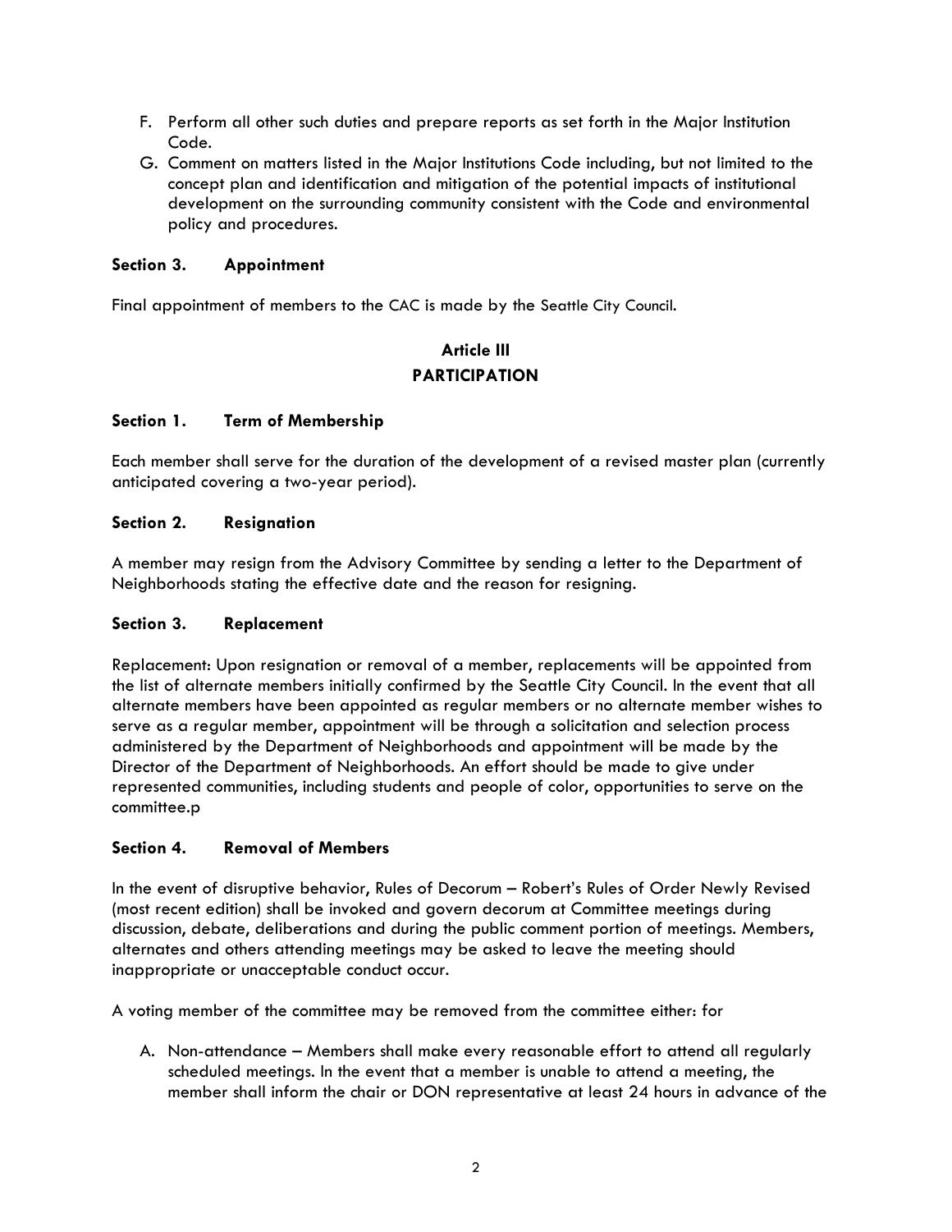F. Perform all other such duties and prepare reports as set forth in the Major Institution Code.
G. Comment on matters listed in the Major Institutions Code including, but not limited to the concept plan and identification and mitigation of the potential impacts of institutional development on the surrounding community consistent with the Code and environmental policy and procedures.

**Section 3. Appointment**

Final appointment of members to the CAC is made by the Seattle City Council.

## Article III
## PARTICIPATION

**Section 1. Term of Membership**

Each member shall serve for the duration of the development of a revised master plan (currently anticipated covering a two-year period).

**Section 2. Resignation**

A member may resign from the Advisory Committee by sending a letter to the Department of Neighborhoods stating the effective date and the reason for resigning.

**Section 3. Replacement**

Replacement: Upon resignation or removal of a member, replacements will be appointed from the list of alternate members initially confirmed by the Seattle City Council. In the event that all alternate members have been appointed as regular members or no alternate member wishes to serve as a regular member, appointment will be through a solicitation and selection process administered by the Department of Neighborhoods and appointment will be made by the Director of the Department of Neighborhoods. An effort should be made to give under represented communities, including students and people of color, opportunities to serve on the committee.p

**Section 4. Removal of Members**

In the event of disruptive behavior, Rules of Decorum – Robert's Rules of Order Newly Revised (most recent edition) shall be invoked and govern decorum at Committee meetings during discussion, debate, deliberations and during the public comment portion of meetings. Members, alternates and others attending meetings may be asked to leave the meeting should inappropriate or unacceptable conduct occur.

A voting member of the committee may be removed from the committee either: for

A. Non-attendance – Members shall make every reasonable effort to attend all regularly scheduled meetings. In the event that a member is unable to attend a meeting, the member shall inform the chair or DON representative at least 24 hours in advance of the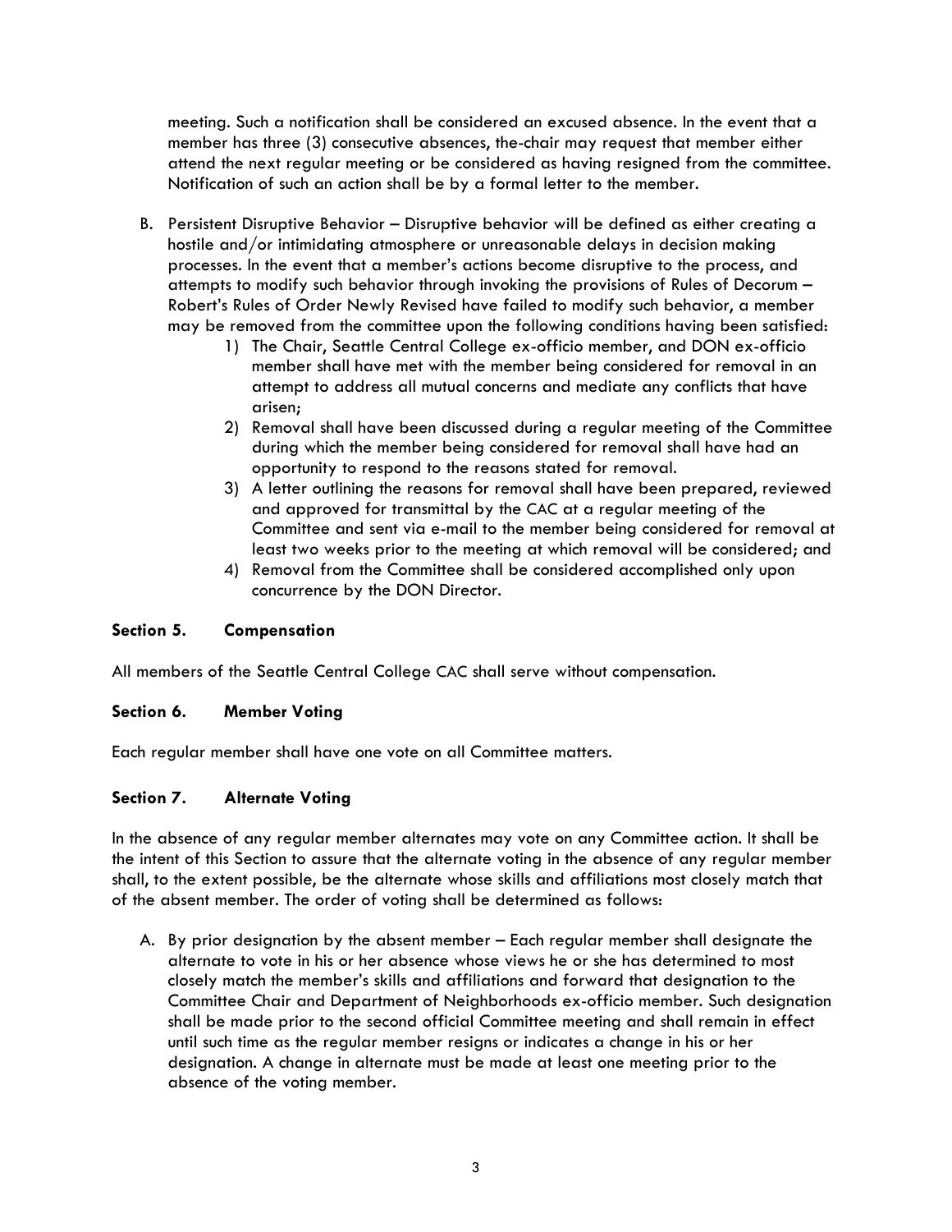meeting. Such a notification shall be considered an excused absence. In the event that a member has three (3) consecutive absences, the-chair may request that member either attend the next regular meeting or be considered as having resigned from the committee. Notification of such an action shall be by a formal letter to the member.

B. Persistent Disruptive Behavior – Disruptive behavior will be defined as either creating a hostile and/or intimidating atmosphere or unreasonable delays in decision making processes. In the event that a member's actions become disruptive to the process, and attempts to modify such behavior through invoking the provisions of Rules of Decorum – Robert's Rules of Order Newly Revised have failed to modify such behavior, a member may be removed from the committee upon the following conditions having been satisfied:
   1) The Chair, Seattle Central College ex-officio member, and DON ex-officio member shall have met with the member being considered for removal in an attempt to address all mutual concerns and mediate any conflicts that have arisen;
   2) Removal shall have been discussed during a regular meeting of the Committee during which the member being considered for removal shall have had an opportunity to respond to the reasons stated for removal.
   3) A letter outlining the reasons for removal shall have been prepared, reviewed and approved for transmittal by the CAC at a regular meeting of the Committee and sent via e-mail to the member being considered for removal at least two weeks prior to the meeting at which removal will be considered; and
   4) Removal from the Committee shall be considered accomplished only upon concurrence by the DON Director.

### Section 5. Compensation

All members of the Seattle Central College CAC shall serve without compensation.

### Section 6. Member Voting

Each regular member shall have one vote on all Committee matters.

### Section 7. Alternate Voting

In the absence of any regular member alternates may vote on any Committee action. It shall be the intent of this Section to assure that the alternate voting in the absence of any regular member shall, to the extent possible, be the alternate whose skills and affiliations most closely match that of the absent member. The order of voting shall be determined as follows:

A. By prior designation by the absent member – Each regular member shall designate the alternate to vote in his or her absence whose views he or she has determined to most closely match the member's skills and affiliations and forward that designation to the Committee Chair and Department of Neighborhoods ex-officio member. Such designation shall be made prior to the second official Committee meeting and shall remain in effect until such time as the regular member resigns or indicates a change in his or her designation. A change in alternate must be made at least one meeting prior to the absence of the voting member.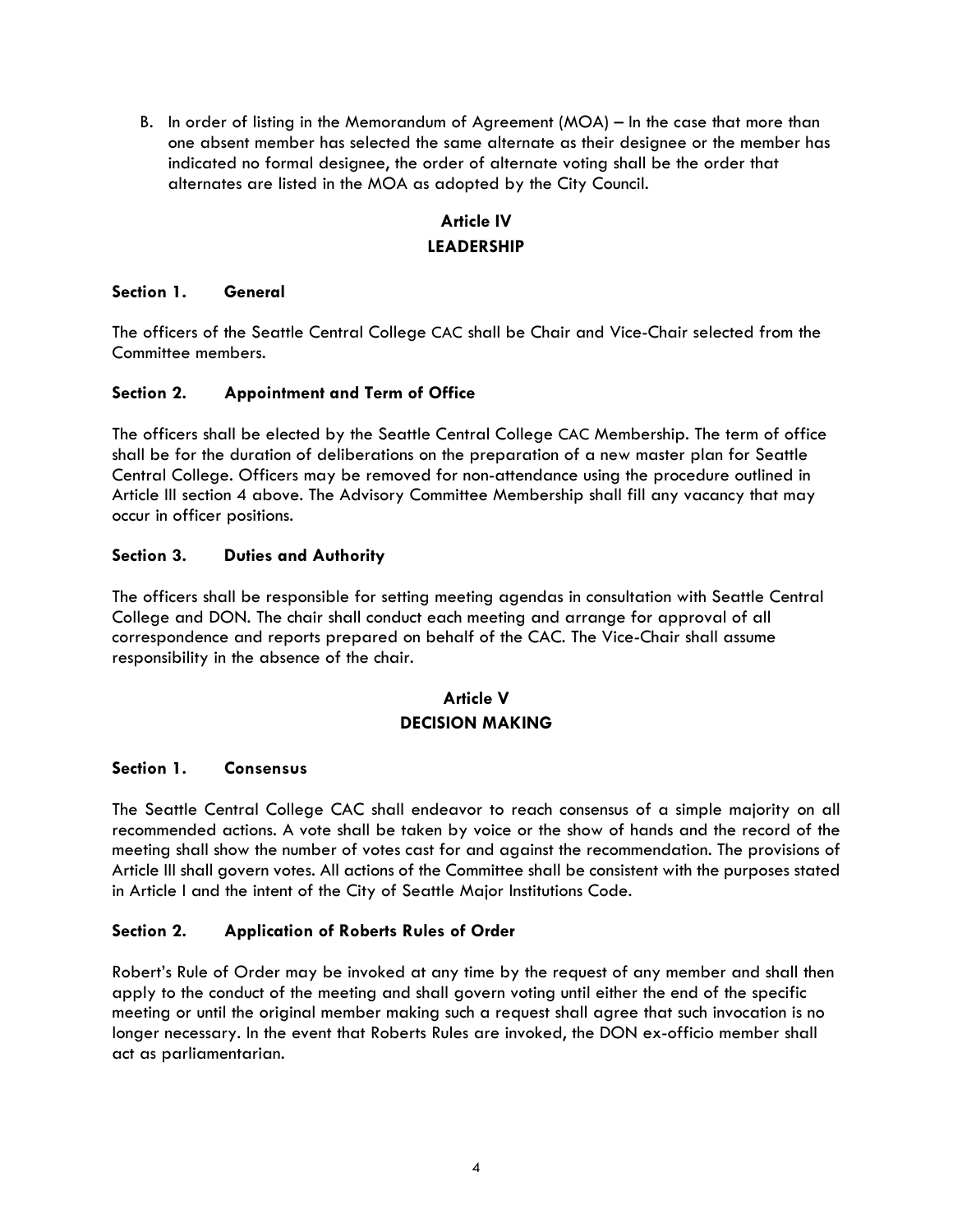B. In order of listing in the Memorandum of Agreement (MOA) – In the case that more than one absent member has selected the same alternate as their designee or the member has indicated no formal designee, the order of alternate voting shall be the order that alternates are listed in the MOA as adopted by the City Council.

## Article IV
## LEADERSHIP

### Section 1. General

The officers of the Seattle Central College CAC shall be Chair and Vice-Chair selected from the Committee members.

### Section 2. Appointment and Term of Office

The officers shall be elected by the Seattle Central College CAC Membership. The term of office shall be for the duration of deliberations on the preparation of a new master plan for Seattle Central College. Officers may be removed for non-attendance using the procedure outlined in Article III section 4 above. The Advisory Committee Membership shall fill any vacancy that may occur in officer positions.

### Section 3. Duties and Authority

The officers shall be responsible for setting meeting agendas in consultation with Seattle Central College and DON. The chair shall conduct each meeting and arrange for approval of all correspondence and reports prepared on behalf of the CAC. The Vice-Chair shall assume responsibility in the absence of the chair.

## Article V
## DECISION MAKING

### Section 1. Consensus

The Seattle Central College CAC shall endeavor to reach consensus of a simple majority on all recommended actions. A vote shall be taken by voice or the show of hands and the record of the meeting shall show the number of votes cast for and against the recommendation. The provisions of Article III shall govern votes. All actions of the Committee shall be consistent with the purposes stated in Article I and the intent of the City of Seattle Major Institutions Code.

### Section 2. Application of Roberts Rules of Order

Robert's Rule of Order may be invoked at any time by the request of any member and shall then apply to the conduct of the meeting and shall govern voting until either the end of the specific meeting or until the original member making such a request shall agree that such invocation is no longer necessary. In the event that Roberts Rules are invoked, the DON ex-officio member shall act as parliamentarian.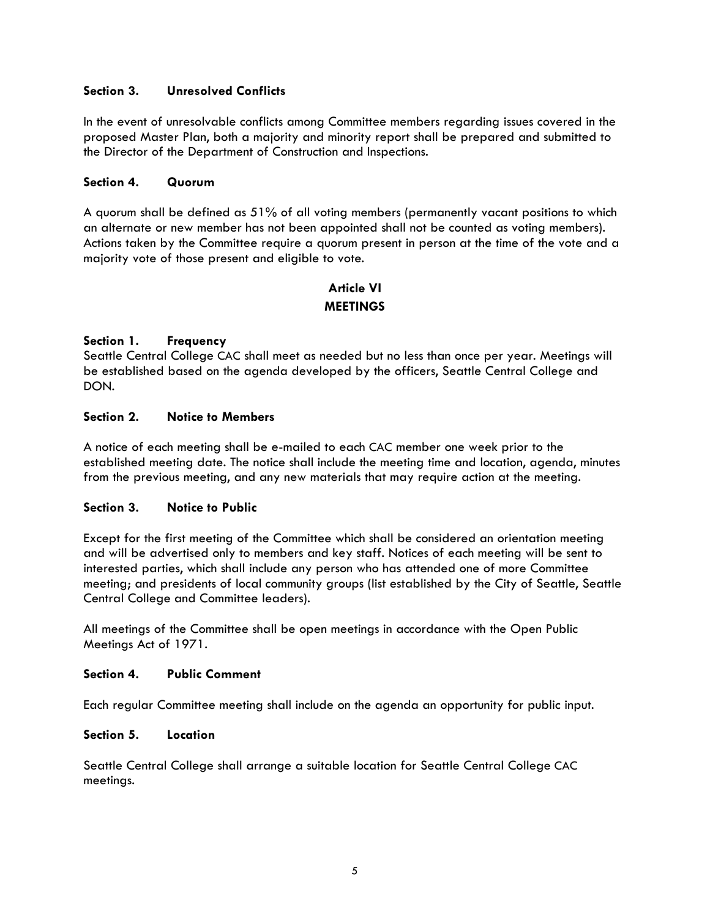**Section 3. Unresolved Conflicts**

In the event of unresolvable conflicts among Committee members regarding issues covered in the proposed Master Plan, both a majority and minority report shall be prepared and submitted to the Director of the Department of Construction and Inspections.

**Section 4. Quorum**

A quorum shall be defined as 51% of all voting members (permanently vacant positions to which an alternate or new member has not been appointed shall not be counted as voting members). Actions taken by the Committee require a quorum present in person at the time of the vote and a majority vote of those present and eligible to vote.

## Article VI
## MEETINGS

**Section 1. Frequency**

Seattle Central College CAC shall meet as needed but no less than once per year. Meetings will be established based on the agenda developed by the officers, Seattle Central College and DON.

**Section 2. Notice to Members**

A notice of each meeting shall be e-mailed to each CAC member one week prior to the established meeting date. The notice shall include the meeting time and location, agenda, minutes from the previous meeting, and any new materials that may require action at the meeting.

**Section 3. Notice to Public**

Except for the first meeting of the Committee which shall be considered an orientation meeting and will be advertised only to members and key staff. Notices of each meeting will be sent to interested parties, which shall include any person who has attended one of more Committee meeting; and presidents of local community groups (list established by the City of Seattle, Seattle Central College and Committee leaders).

All meetings of the Committee shall be open meetings in accordance with the Open Public Meetings Act of 1971.

**Section 4. Public Comment**

Each regular Committee meeting shall include on the agenda an opportunity for public input.

**Section 5. Location**

Seattle Central College shall arrange a suitable location for Seattle Central College CAC meetings.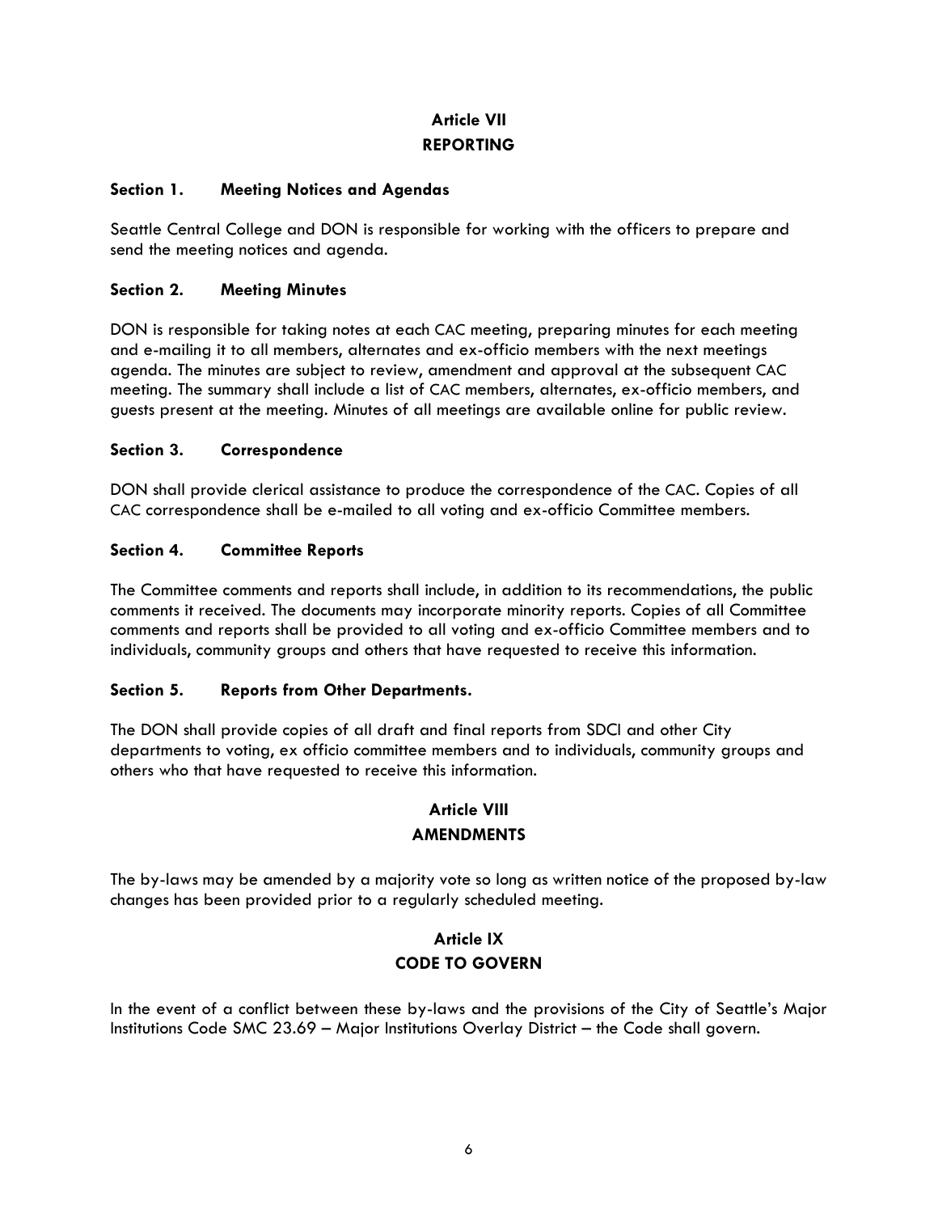## Article VII
## REPORTING

**Section 1. Meeting Notices and Agendas**

Seattle Central College and DON is responsible for working with the officers to prepare and send the meeting notices and agenda.

**Section 2. Meeting Minutes**

DON is responsible for taking notes at each CAC meeting, preparing minutes for each meeting and e-mailing it to all members, alternates and ex-officio members with the next meetings agenda. The minutes are subject to review, amendment and approval at the subsequent CAC meeting. The summary shall include a list of CAC members, alternates, ex-officio members, and guests present at the meeting. Minutes of all meetings are available online for public review.

**Section 3. Correspondence**

DON shall provide clerical assistance to produce the correspondence of the CAC. Copies of all CAC correspondence shall be e-mailed to all voting and ex-officio Committee members.

**Section 4. Committee Reports**

The Committee comments and reports shall include, in addition to its recommendations, the public comments it received. The documents may incorporate minority reports. Copies of all Committee comments and reports shall be provided to all voting and ex-officio Committee members and to individuals, community groups and others that have requested to receive this information.

**Section 5. Reports from Other Departments.**

The DON shall provide copies of all draft and final reports from SDCI and other City departments to voting, ex officio committee members and to individuals, community groups and others who that have requested to receive this information.

## Article VIII
## AMENDMENTS

The by-laws may be amended by a majority vote so long as written notice of the proposed by-law changes has been provided prior to a regularly scheduled meeting.

## Article IX
## CODE TO GOVERN

In the event of a conflict between these by-laws and the provisions of the City of Seattle's Major Institutions Code SMC 23.69 – Major Institutions Overlay District – the Code shall govern.